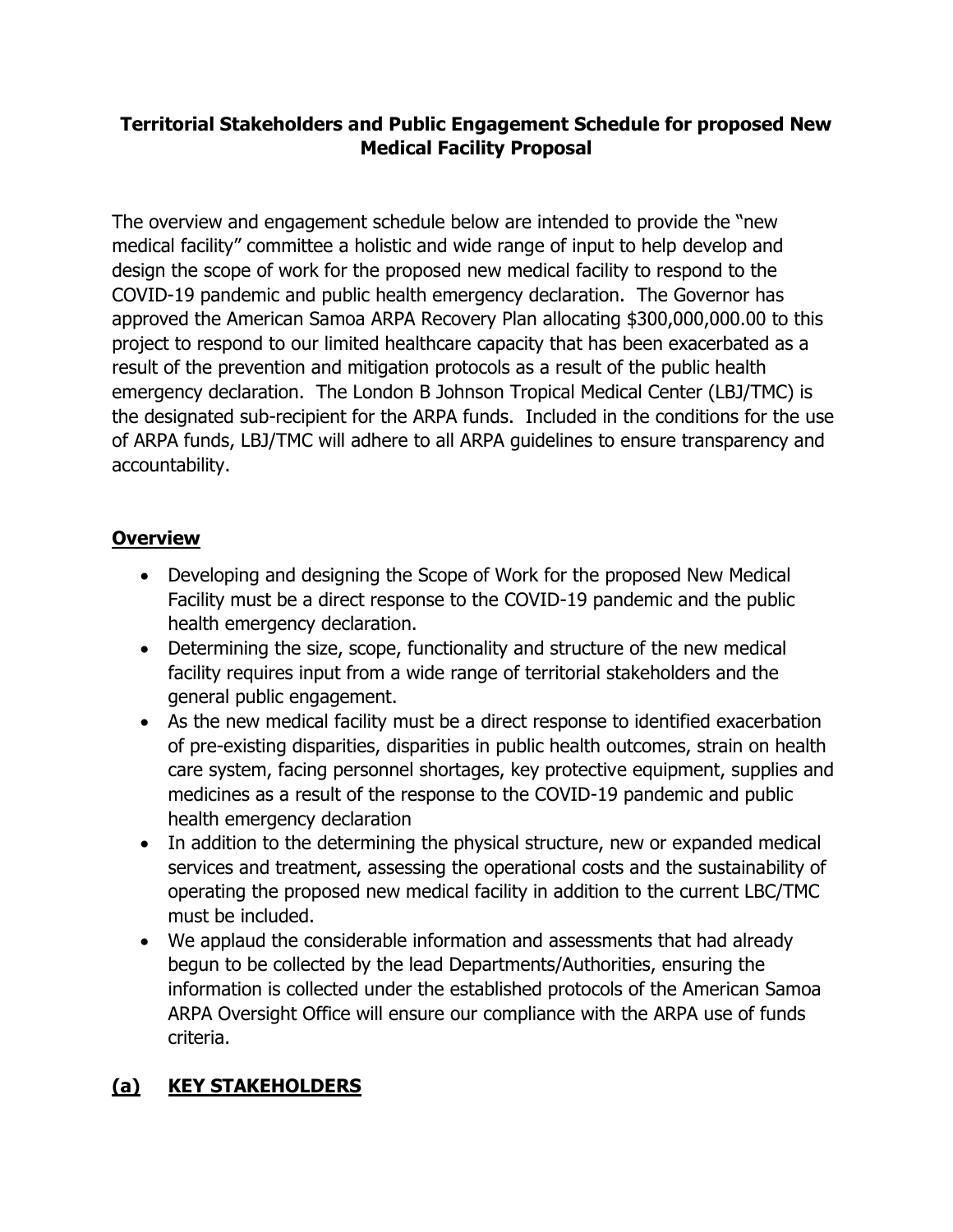**Territorial Stakeholders and Public Engagement Schedule for proposed New Medical Facility Proposal**

The overview and engagement schedule below are intended to provide the "new medical facility" committee a holistic and wide range of input to help develop and design the scope of work for the proposed new medical facility to respond to the COVID-19 pandemic and public health emergency declaration. The Governor has approved the American Samoa ARPA Recovery Plan allocating $300,000,000.00 to this project to respond to our limited healthcare capacity that has been exacerbated as a result of the prevention and mitigation protocols as a result of the public health emergency declaration. The London B Johnson Tropical Medical Center (LBJ/TMC) is the designated sub-recipient for the ARPA funds. Included in the conditions for the use of ARPA funds, LBJ/TMC will adhere to all ARPA guidelines to ensure transparency and accountability.

## Overview

- Developing and designing the Scope of Work for the proposed New Medical Facility must be a direct response to the COVID-19 pandemic and the public health emergency declaration.
- Determining the size, scope, functionality and structure of the new medical facility requires input from a wide range of territorial stakeholders and the general public engagement.
- As the new medical facility must be a direct response to identified exacerbation of pre-existing disparities, disparities in public health outcomes, strain on health care system, facing personnel shortages, key protective equipment, supplies and medicines as a result of the response to the COVID-19 pandemic and public health emergency declaration
- In addition to the determining the physical structure, new or expanded medical services and treatment, assessing the operational costs and the sustainability of operating the proposed new medical facility in addition to the current LBC/TMC must be included.
- We applaud the considerable information and assessments that had already begun to be collected by the lead Departments/Authorities, ensuring the information is collected under the established protocols of the American Samoa ARPA Oversight Office will ensure our compliance with the ARPA use of funds criteria.

## (a) KEY STAKEHOLDERS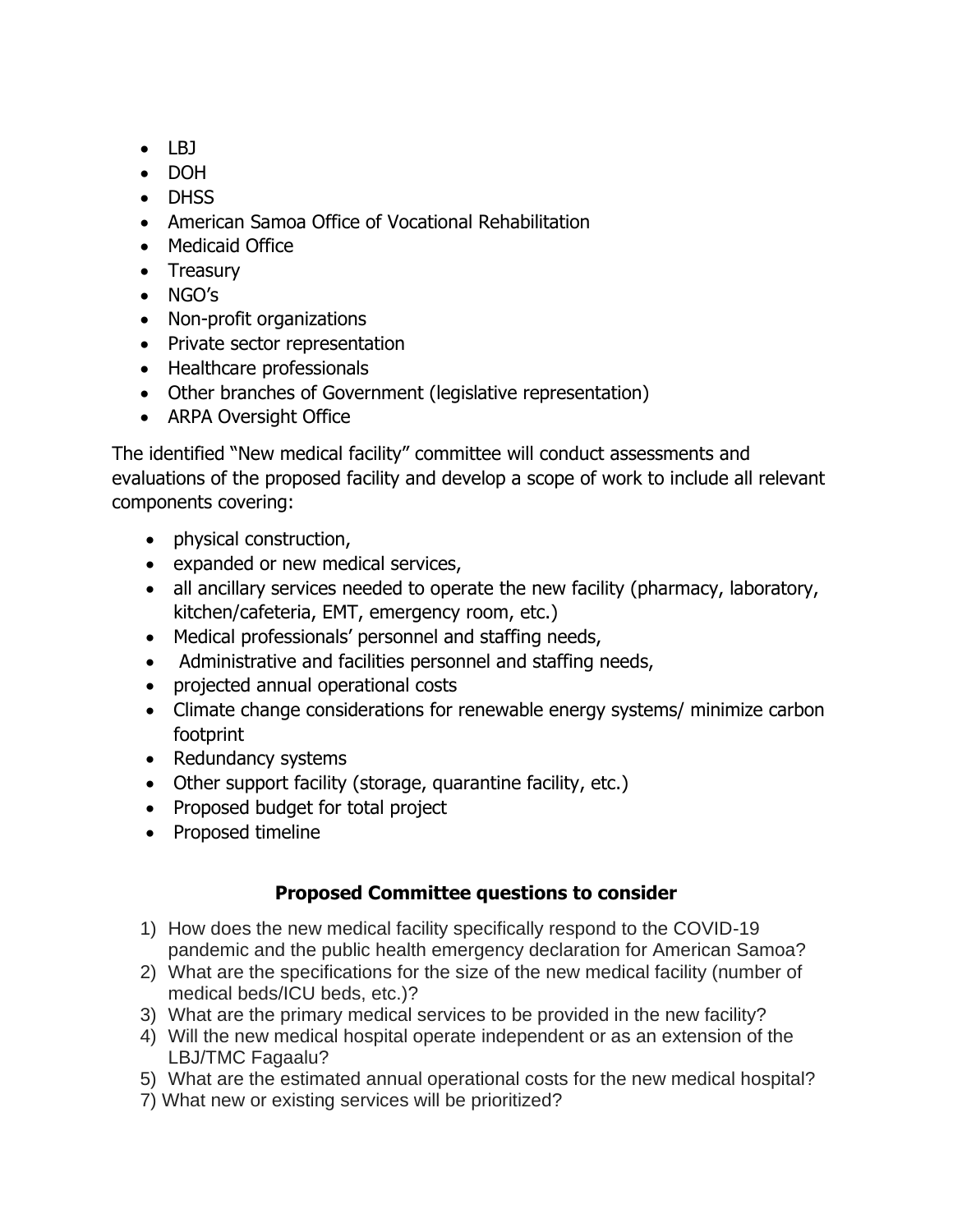- LBJ
- DOH
- DHSS
- American Samoa Office of Vocational Rehabilitation
- Medicaid Office
- Treasury
- NGO's
- Non-profit organizations
- Private sector representation
- Healthcare professionals
- Other branches of Government (legislative representation)
- ARPA Oversight Office

The identified "New medical facility" committee will conduct assessments and evaluations of the proposed facility and develop a scope of work to include all relevant components covering:

- physical construction,
- expanded or new medical services,
- all ancillary services needed to operate the new facility (pharmacy, laboratory, kitchen/cafeteria, EMT, emergency room, etc.)
- Medical professionals' personnel and staffing needs,
- Administrative and facilities personnel and staffing needs,
- projected annual operational costs
- Climate change considerations for renewable energy systems/ minimize carbon footprint
- Redundancy systems
- Other support facility (storage, quarantine facility, etc.)
- Proposed budget for total project
- Proposed timeline

### Proposed Committee questions to consider

1) How does the new medical facility specifically respond to the COVID-19 pandemic and the public health emergency declaration for American Samoa?
2) What are the specifications for the size of the new medical facility (number of medical beds/ICU beds, etc.)?
3) What are the primary medical services to be provided in the new facility?
4) Will the new medical hospital operate independent or as an extension of the LBJ/TMC Fagaalu?
5) What are the estimated annual operational costs for the new medical hospital?

7) What new or existing services will be prioritized?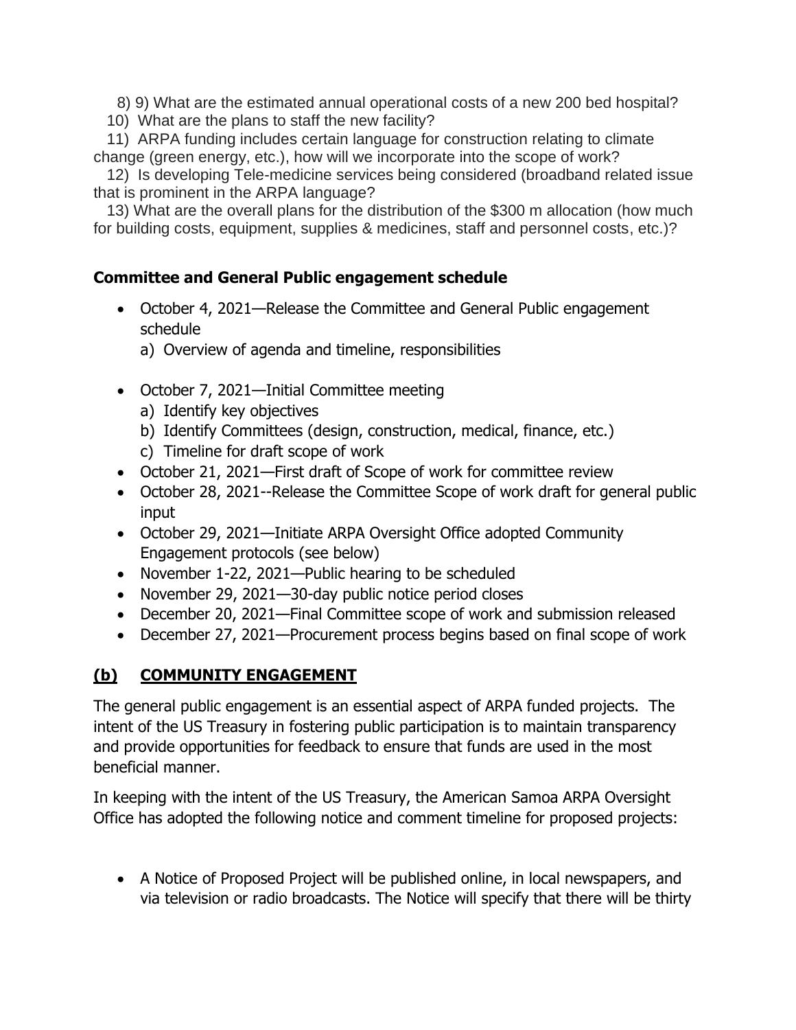8) 9) What are the estimated annual operational costs of a new 200 bed hospital?

10) What are the plans to staff the new facility?

11) ARPA funding includes certain language for construction relating to climate change (green energy, etc.), how will we incorporate into the scope of work?

12) Is developing Tele-medicine services being considered (broadband related issue that is prominent in the ARPA language?

13) What are the overall plans for the distribution of the $300 m allocation (how much for building costs, equipment, supplies & medicines, staff and personnel costs, etc.)?

**Committee and General Public engagement schedule**

- October 4, 2021—Release the Committee and General Public engagement schedule
  a) Overview of agenda and timeline, responsibilities

- October 7, 2021—Initial Committee meeting
  a) Identify key objectives
  b) Identify Committees (design, construction, medical, finance, etc.)
  c) Timeline for draft scope of work
- October 21, 2021—First draft of Scope of work for committee review
- October 28, 2021--Release the Committee Scope of work draft for general public input
- October 29, 2021—Initiate ARPA Oversight Office adopted Community Engagement protocols (see below)
- November 1-22, 2021—Public hearing to be scheduled
- November 29, 2021—30-day public notice period closes
- December 20, 2021—Final Committee scope of work and submission released
- December 27, 2021—Procurement process begins based on final scope of work

## (b) COMMUNITY ENGAGEMENT

The general public engagement is an essential aspect of ARPA funded projects. The intent of the US Treasury in fostering public participation is to maintain transparency and provide opportunities for feedback to ensure that funds are used in the most beneficial manner.

In keeping with the intent of the US Treasury, the American Samoa ARPA Oversight Office has adopted the following notice and comment timeline for proposed projects:

- A Notice of Proposed Project will be published online, in local newspapers, and via television or radio broadcasts. The Notice will specify that there will be thirty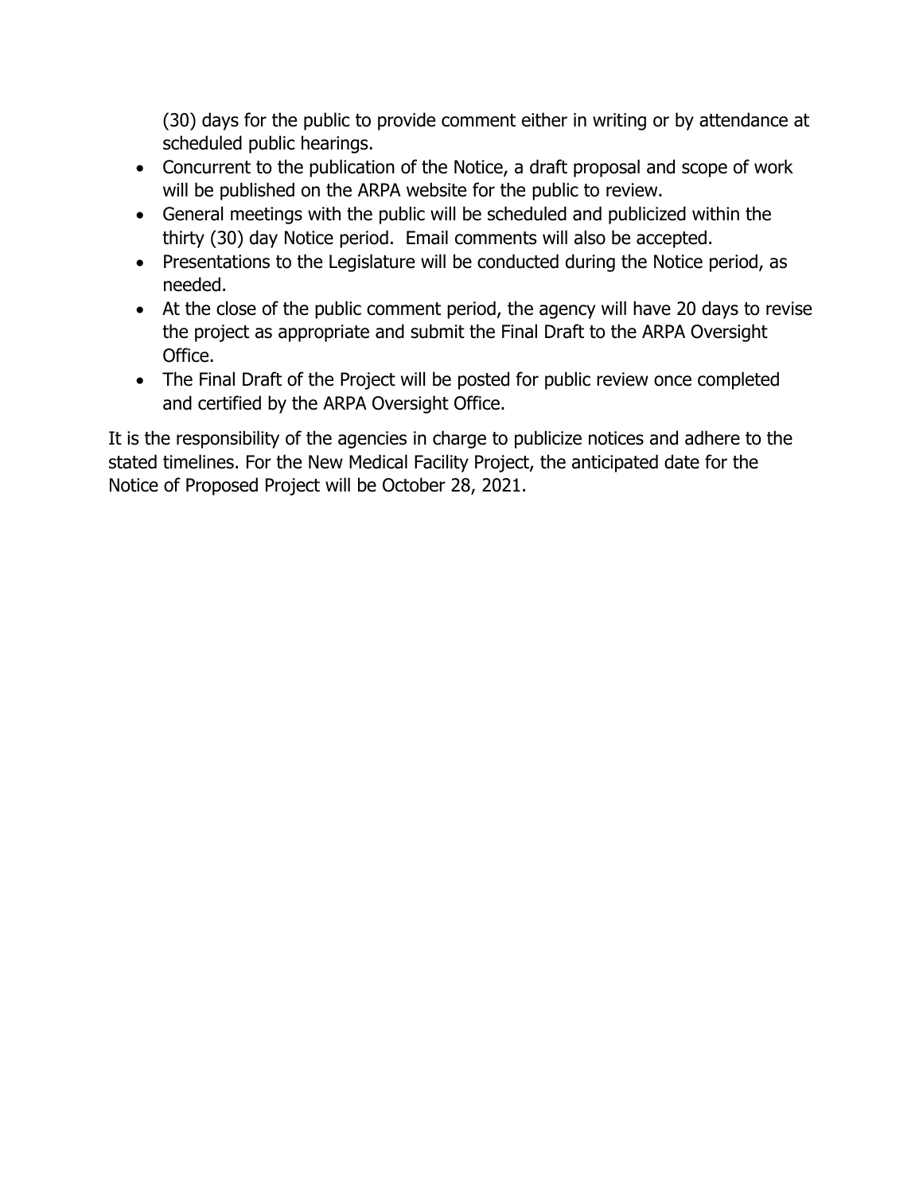(30) days for the public to provide comment either in writing or by attendance at scheduled public hearings.

- Concurrent to the publication of the Notice, a draft proposal and scope of work will be published on the ARPA website for the public to review.
- General meetings with the public will be scheduled and publicized within the thirty (30) day Notice period. Email comments will also be accepted.
- Presentations to the Legislature will be conducted during the Notice period, as needed.
- At the close of the public comment period, the agency will have 20 days to revise the project as appropriate and submit the Final Draft to the ARPA Oversight Office.
- The Final Draft of the Project will be posted for public review once completed and certified by the ARPA Oversight Office.

It is the responsibility of the agencies in charge to publicize notices and adhere to the stated timelines. For the New Medical Facility Project, the anticipated date for the Notice of Proposed Project will be October 28, 2021.